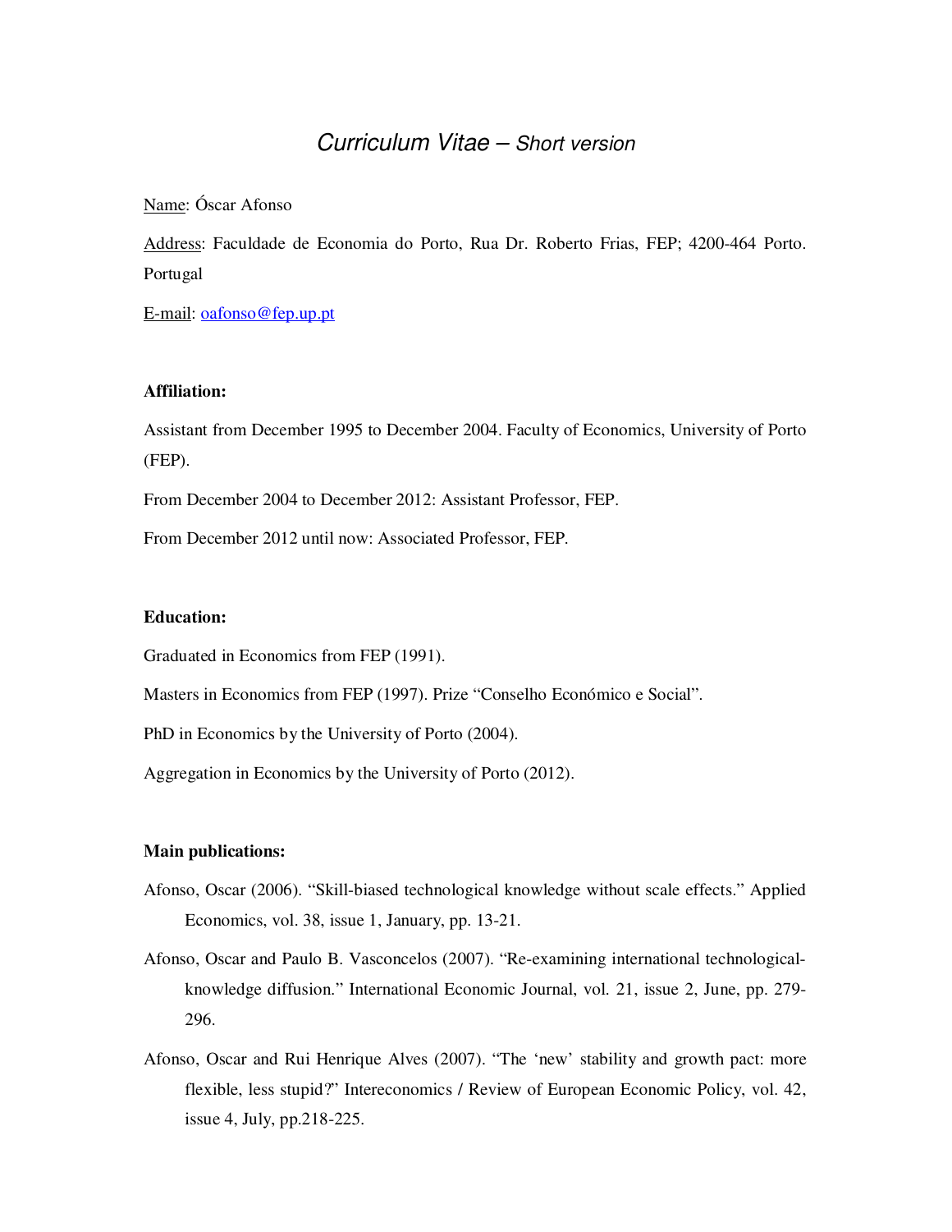# *Curriculum Vitae – Short version*

Name: Óscar Afonso

Address: Faculdade de Economia do Porto, Rua Dr. Roberto Frias, FEP; 4200-464 Porto. Portugal

E-mail: oafonso@fep.up.pt

**Affiliation:**

Assistant from December 1995 to December 2004. Faculty of Economics, University of Porto (FEP).

From December 2004 to December 2012: Assistant Professor, FEP.

From December 2012 until now: Associated Professor, FEP.

**Education:**

Graduated in Economics from FEP (1991).

Masters in Economics from FEP (1997). Prize "Conselho Económico e Social".

PhD in Economics by the University of Porto (2004).

Aggregation in Economics by the University of Porto (2012).

**Main publications:**

Afonso, Oscar (2006). "Skill-biased technological knowledge without scale effects." Applied Economics, vol. 38, issue 1, January, pp. 13-21.

Afonso, Oscar and Paulo B. Vasconcelos (2007). "Re-examining international technological-knowledge diffusion." International Economic Journal, vol. 21, issue 2, June, pp. 279-296.

Afonso, Oscar and Rui Henrique Alves (2007). "The 'new' stability and growth pact: more flexible, less stupid?" Intereconomics / Review of European Economic Policy, vol. 42, issue 4, July, pp.218-225.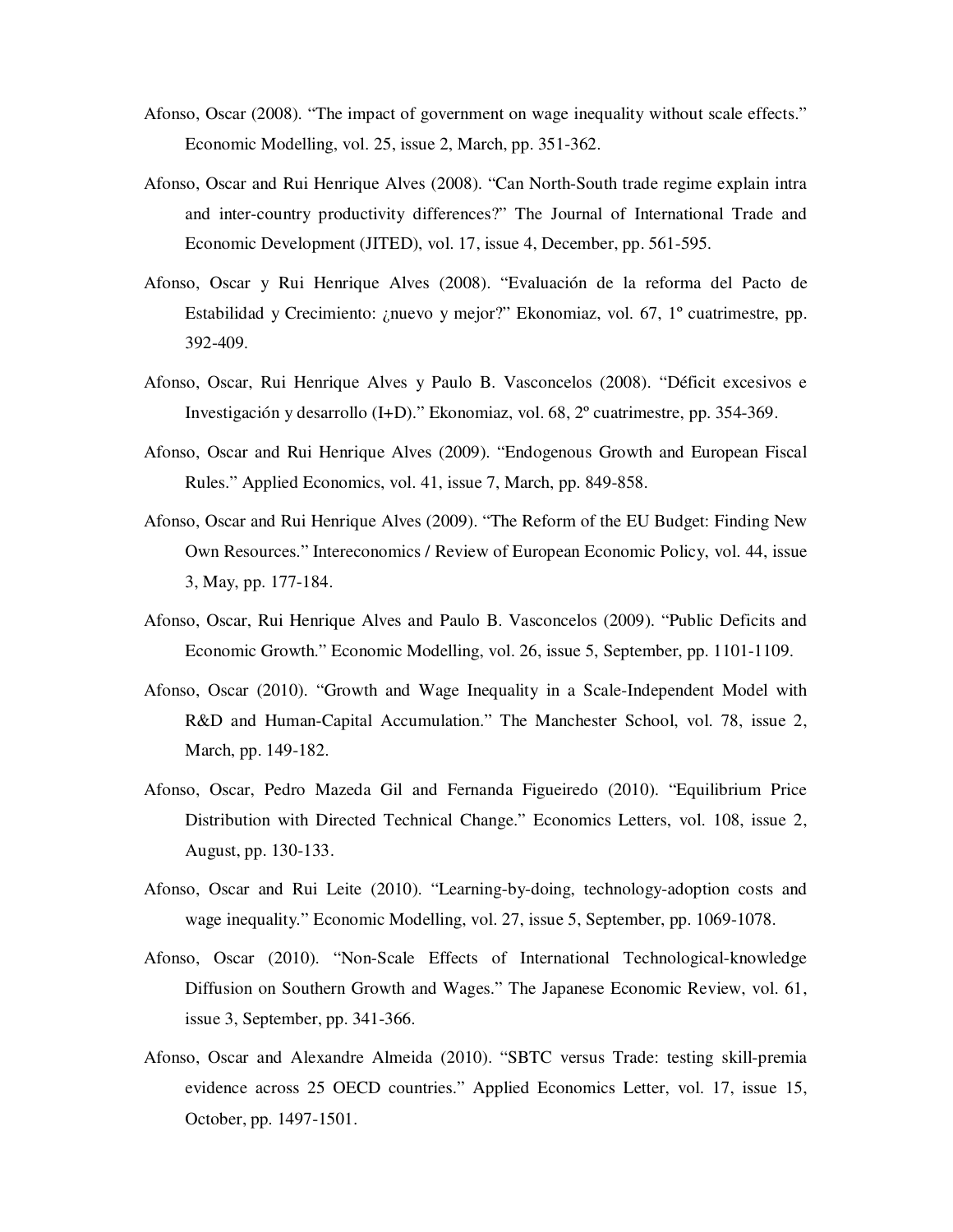Afonso, Oscar (2008). “The impact of government on wage inequality without scale effects.” Economic Modelling, vol. 25, issue 2, March, pp. 351-362.

Afonso, Oscar and Rui Henrique Alves (2008). “Can North-South trade regime explain intra and inter-country productivity differences?” The Journal of International Trade and Economic Development (JITED), vol. 17, issue 4, December, pp. 561-595.

Afonso, Oscar y Rui Henrique Alves (2008). “Evaluación de la reforma del Pacto de Estabilidad y Crecimiento: ¿nuevo y mejor?” Ekonomiaz, vol. 67, 1º cuatrimestre, pp. 392-409.

Afonso, Oscar, Rui Henrique Alves y Paulo B. Vasconcelos (2008). “Déficit excesivos e Investigación y desarrollo (I+D).” Ekonomiaz, vol. 68, 2º cuatrimestre, pp. 354-369.

Afonso, Oscar and Rui Henrique Alves (2009). “Endogenous Growth and European Fiscal Rules.” Applied Economics, vol. 41, issue 7, March, pp. 849-858.

Afonso, Oscar and Rui Henrique Alves (2009). “The Reform of the EU Budget: Finding New Own Resources.” Intereconomics / Review of European Economic Policy, vol. 44, issue 3, May, pp. 177-184.

Afonso, Oscar, Rui Henrique Alves and Paulo B. Vasconcelos (2009). “Public Deficits and Economic Growth.” Economic Modelling, vol. 26, issue 5, September, pp. 1101-1109.

Afonso, Oscar (2010). “Growth and Wage Inequality in a Scale-Independent Model with R&D and Human-Capital Accumulation.” The Manchester School, vol. 78, issue 2, March, pp. 149-182.

Afonso, Oscar, Pedro Mazeda Gil and Fernanda Figueiredo (2010). “Equilibrium Price Distribution with Directed Technical Change.” Economics Letters, vol. 108, issue 2, August, pp. 130-133.

Afonso, Oscar and Rui Leite (2010). “Learning-by-doing, technology-adoption costs and wage inequality.” Economic Modelling, vol. 27, issue 5, September, pp. 1069-1078.

Afonso, Oscar (2010). “Non-Scale Effects of International Technological-knowledge Diffusion on Southern Growth and Wages.” The Japanese Economic Review, vol. 61, issue 3, September, pp. 341-366.

Afonso, Oscar and Alexandre Almeida (2010). “SBTC versus Trade: testing skill-premia evidence across 25 OECD countries.” Applied Economics Letter, vol. 17, issue 15, October, pp. 1497-1501.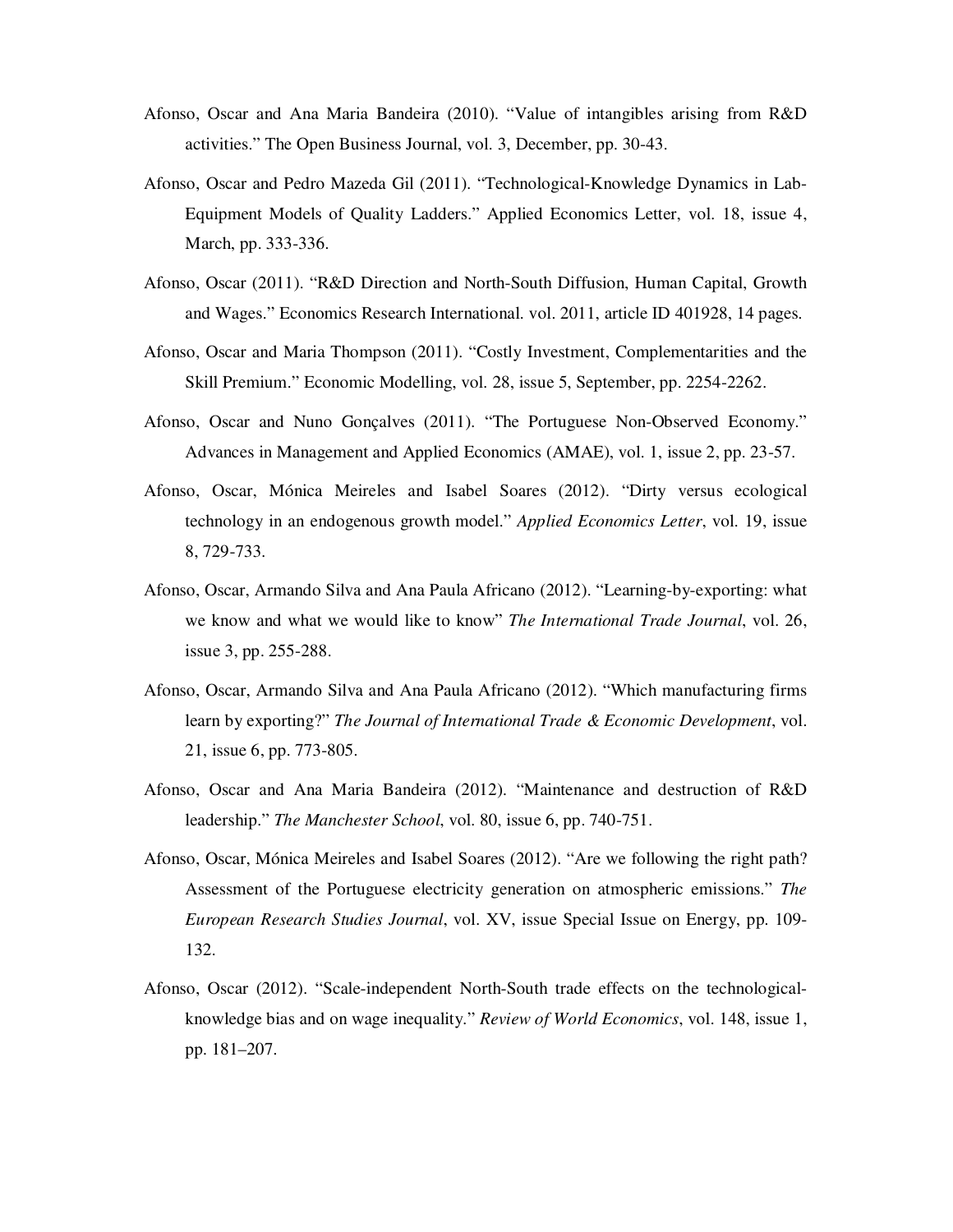Afonso, Oscar and Ana Maria Bandeira (2010). "Value of intangibles arising from R&D activities." The Open Business Journal, vol. 3, December, pp. 30-43.

Afonso, Oscar and Pedro Mazeda Gil (2011). "Technological-Knowledge Dynamics in Lab-Equipment Models of Quality Ladders." Applied Economics Letter, vol. 18, issue 4, March, pp. 333-336.

Afonso, Oscar (2011). "R&D Direction and North-South Diffusion, Human Capital, Growth and Wages." Economics Research International. vol. 2011, article ID 401928, 14 pages.

Afonso, Oscar and Maria Thompson (2011). "Costly Investment, Complementarities and the Skill Premium." Economic Modelling, vol. 28, issue 5, September, pp. 2254-2262.

Afonso, Oscar and Nuno Gonçalves (2011). "The Portuguese Non-Observed Economy." Advances in Management and Applied Economics (AMAE), vol. 1, issue 2, pp. 23-57.

Afonso, Oscar, Mónica Meireles and Isabel Soares (2012). "Dirty versus ecological technology in an endogenous growth model." *Applied Economics Letter*, vol. 19, issue 8, 729-733.

Afonso, Oscar, Armando Silva and Ana Paula Africano (2012). "Learning-by-exporting: what we know and what we would like to know" *The International Trade Journal*, vol. 26, issue 3, pp. 255-288.

Afonso, Oscar, Armando Silva and Ana Paula Africano (2012). "Which manufacturing firms learn by exporting?" *The Journal of International Trade & Economic Development*, vol. 21, issue 6, pp. 773-805.

Afonso, Oscar and Ana Maria Bandeira (2012). "Maintenance and destruction of R&D leadership." *The Manchester School*, vol. 80, issue 6, pp. 740-751.

Afonso, Oscar, Mónica Meireles and Isabel Soares (2012). "Are we following the right path? Assessment of the Portuguese electricity generation on atmospheric emissions." *The European Research Studies Journal*, vol. XV, issue Special Issue on Energy, pp. 109-132.

Afonso, Oscar (2012). "Scale-independent North-South trade effects on the technological-knowledge bias and on wage inequality." *Review of World Economics*, vol. 148, issue 1, pp. 181–207.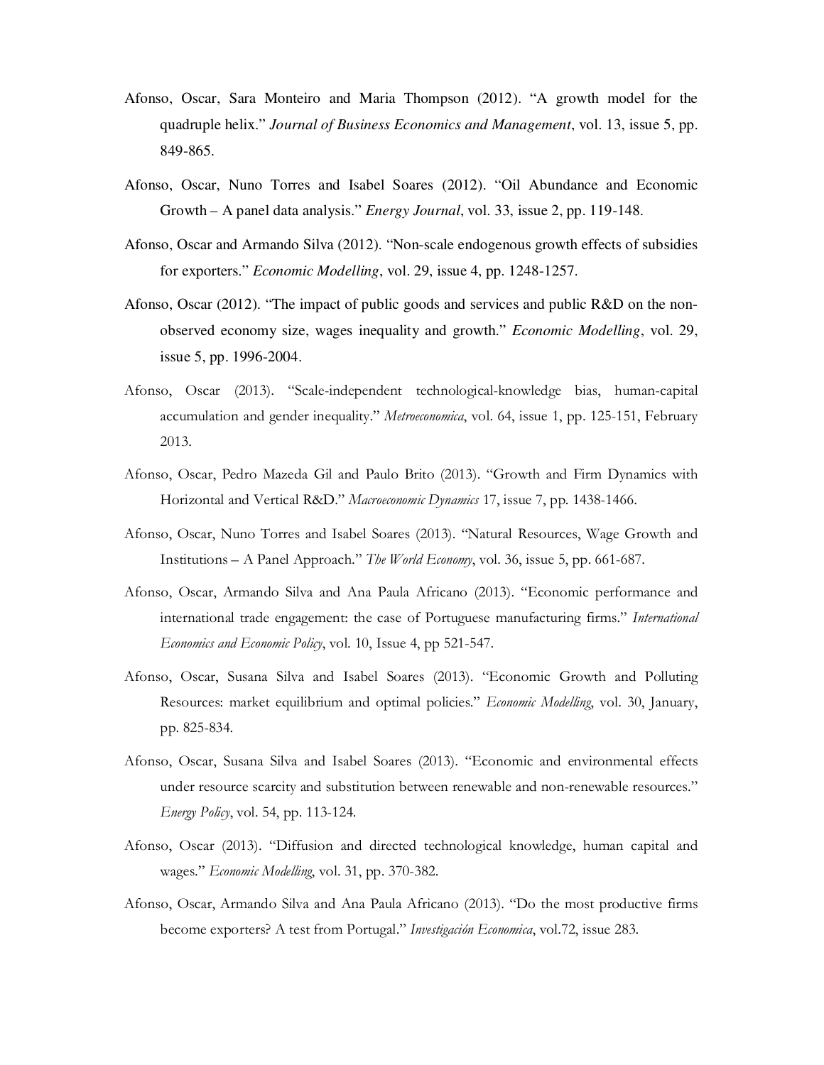Afonso, Oscar, Sara Monteiro and Maria Thompson (2012). "A growth model for the quadruple helix." *Journal of Business Economics and Management*, vol. 13, issue 5, pp. 849-865.

Afonso, Oscar, Nuno Torres and Isabel Soares (2012). "Oil Abundance and Economic Growth – A panel data analysis." *Energy Journal*, vol. 33, issue 2, pp. 119-148.

Afonso, Oscar and Armando Silva (2012). "Non-scale endogenous growth effects of subsidies for exporters." *Economic Modelling*, vol. 29, issue 4, pp. 1248-1257.

Afonso, Oscar (2012). "The impact of public goods and services and public R&D on the non-observed economy size, wages inequality and growth." *Economic Modelling*, vol. 29, issue 5, pp. 1996-2004.

Afonso, Oscar (2013). "Scale-independent technological-knowledge bias, human-capital accumulation and gender inequality." *Metroeconomica*, vol. 64, issue 1, pp. 125-151, February 2013.

Afonso, Oscar, Pedro Mazeda Gil and Paulo Brito (2013). "Growth and Firm Dynamics with Horizontal and Vertical R&D." *Macroeconomic Dynamics* 17, issue 7, pp. 1438-1466.

Afonso, Oscar, Nuno Torres and Isabel Soares (2013). "Natural Resources, Wage Growth and Institutions – A Panel Approach." *The World Economy*, vol. 36, issue 5, pp. 661-687.

Afonso, Oscar, Armando Silva and Ana Paula Africano (2013). "Economic performance and international trade engagement: the case of Portuguese manufacturing firms." *International Economics and Economic Policy*, vol. 10, Issue 4, pp 521-547.

Afonso, Oscar, Susana Silva and Isabel Soares (2013). "Economic Growth and Polluting Resources: market equilibrium and optimal policies." *Economic Modelling*, vol. 30, January, pp. 825-834.

Afonso, Oscar, Susana Silva and Isabel Soares (2013). "Economic and environmental effects under resource scarcity and substitution between renewable and non-renewable resources." *Energy Policy*, vol. 54, pp. 113-124.

Afonso, Oscar (2013). "Diffusion and directed technological knowledge, human capital and wages." *Economic Modelling*, vol. 31, pp. 370-382.

Afonso, Oscar, Armando Silva and Ana Paula Africano (2013). "Do the most productive firms become exporters? A test from Portugal." *Investigación Economica*, vol.72, issue 283.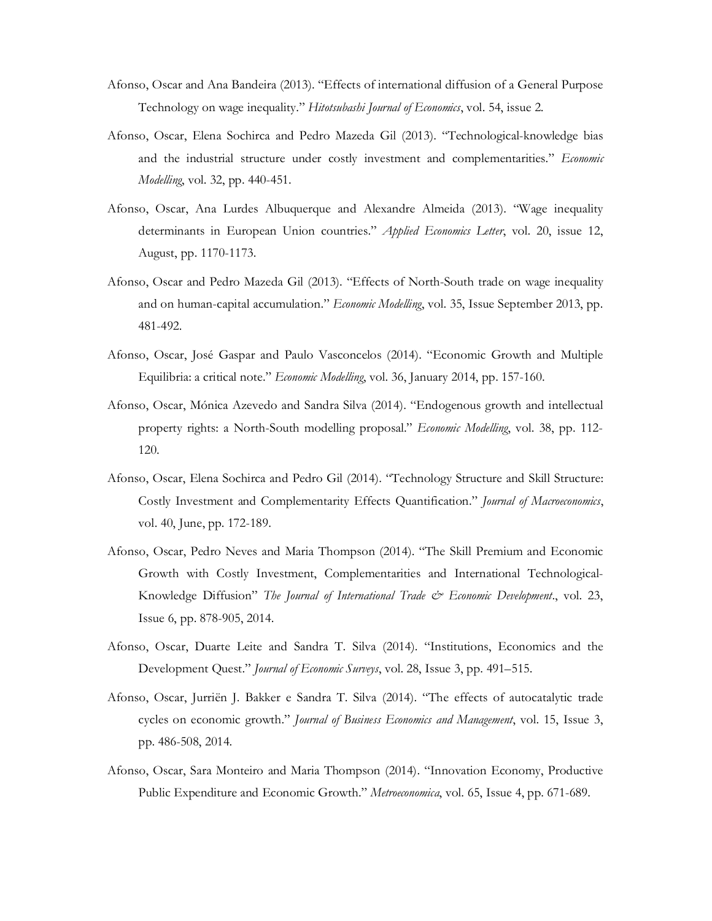Afonso, Oscar and Ana Bandeira (2013). "Effects of international diffusion of a General Purpose Technology on wage inequality." *Hitotsubashi Journal of Economics*, vol. 54, issue 2.

Afonso, Oscar, Elena Sochirca and Pedro Mazeda Gil (2013). "Technological-knowledge bias and the industrial structure under costly investment and complementarities." *Economic Modelling*, vol. 32, pp. 440-451.

Afonso, Oscar, Ana Lurdes Albuquerque and Alexandre Almeida (2013). "Wage inequality determinants in European Union countries." *Applied Economics Letter*, vol. 20, issue 12, August, pp. 1170-1173.

Afonso, Oscar and Pedro Mazeda Gil (2013). "Effects of North-South trade on wage inequality and on human-capital accumulation." *Economic Modelling*, vol. 35, Issue September 2013, pp. 481-492.

Afonso, Oscar, José Gaspar and Paulo Vasconcelos (2014). "Economic Growth and Multiple Equilibria: a critical note." *Economic Modelling*, vol. 36, January 2014, pp. 157-160.

Afonso, Oscar, Mónica Azevedo and Sandra Silva (2014). "Endogenous growth and intellectual property rights: a North-South modelling proposal." *Economic Modelling*, vol. 38, pp. 112-120.

Afonso, Oscar, Elena Sochirca and Pedro Gil (2014). "Technology Structure and Skill Structure: Costly Investment and Complementarity Effects Quantification." *Journal of Macroeconomics*, vol. 40, June, pp. 172-189.

Afonso, Oscar, Pedro Neves and Maria Thompson (2014). "The Skill Premium and Economic Growth with Costly Investment, Complementarities and International Technological-Knowledge Diffusion" *The Journal of International Trade & Economic Development.*, vol. 23, Issue 6, pp. 878-905, 2014.

Afonso, Oscar, Duarte Leite and Sandra T. Silva (2014). "Institutions, Economics and the Development Quest." *Journal of Economic Surveys*, vol. 28, Issue 3, pp. 491–515.

Afonso, Oscar, Jurriën J. Bakker e Sandra T. Silva (2014). "The effects of autocatalytic trade cycles on economic growth." *Journal of Business Economics and Management*, vol. 15, Issue 3, pp. 486-508, 2014.

Afonso, Oscar, Sara Monteiro and Maria Thompson (2014). "Innovation Economy, Productive Public Expenditure and Economic Growth." *Metroeconomica*, vol. 65, Issue 4, pp. 671-689.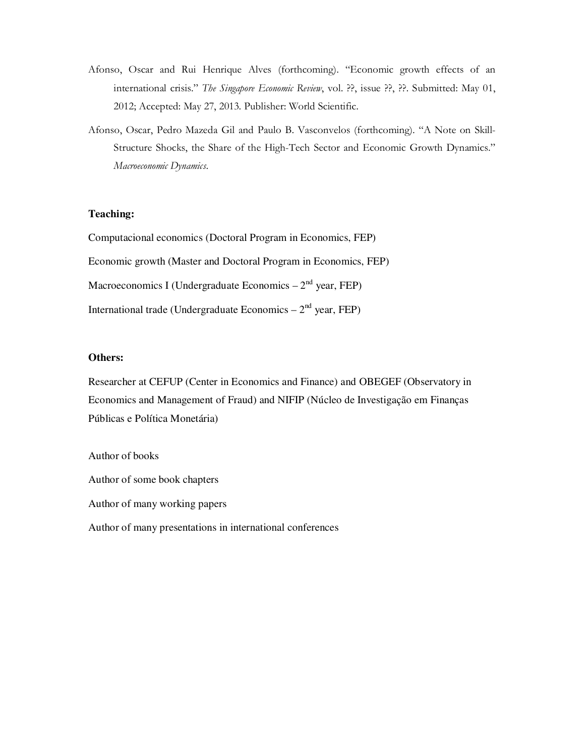Afonso, Oscar and Rui Henrique Alves (forthcoming). "Economic growth effects of an international crisis." *The Singapore Economic Review*, vol. ??, issue ??, ??. Submitted: May 01, 2012; Accepted: May 27, 2013. Publisher: World Scientific.

Afonso, Oscar, Pedro Mazeda Gil and Paulo B. Vasconvelos (forthcoming). "A Note on Skill-Structure Shocks, the Share of the High-Tech Sector and Economic Growth Dynamics." *Macroeconomic Dynamics*.

**Teaching:**

Computacional economics (Doctoral Program in Economics, FEP)

Economic growth (Master and Doctoral Program in Economics, FEP)

Macroeconomics I (Undergraduate Economics – 2nd year, FEP)

International trade (Undergraduate Economics – 2nd year, FEP)

**Others:**

Researcher at CEFUP (Center in Economics and Finance) and OBEGEF (Observatory in Economics and Management of Fraud) and NIFIP (Núcleo de Investigação em Finanças Públicas e Política Monetária)

Author of books

Author of some book chapters

Author of many working papers

Author of many presentations in international conferences